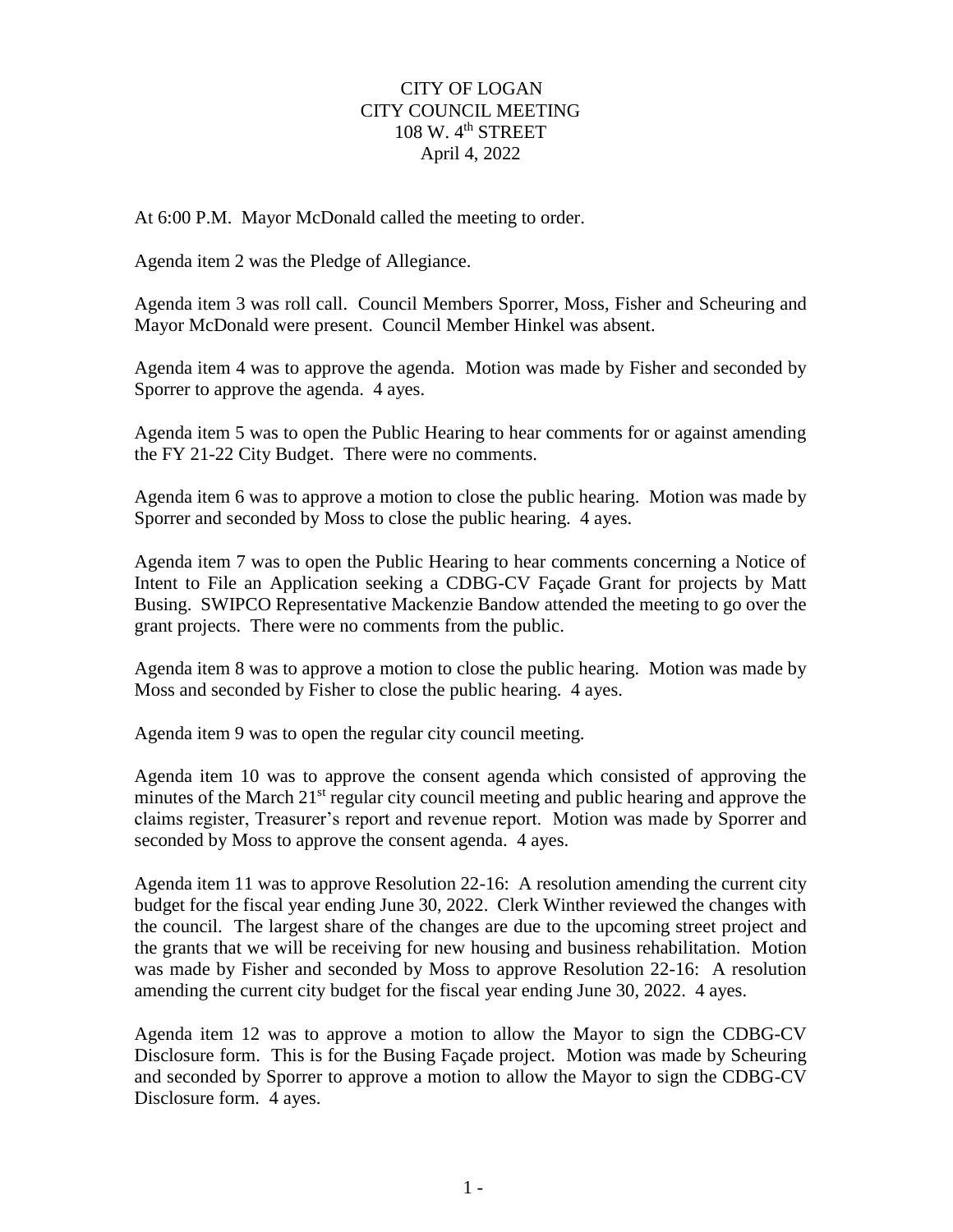# CITY OF LOGAN
## CITY COUNCIL MEETING
### 108 W. 4th STREET
### April 4, 2022

At 6:00 P.M. Mayor McDonald called the meeting to order.

Agenda item 2 was the Pledge of Allegiance.

Agenda item 3 was roll call. Council Members Sporrer, Moss, Fisher and Scheuring and Mayor McDonald were present. Council Member Hinkel was absent.

Agenda item 4 was to approve the agenda. Motion was made by Fisher and seconded by Sporrer to approve the agenda. 4 ayes.

Agenda item 5 was to open the Public Hearing to hear comments for or against amending the FY 21-22 City Budget. There were no comments.

Agenda item 6 was to approve a motion to close the public hearing. Motion was made by Sporrer and seconded by Moss to close the public hearing. 4 ayes.

Agenda item 7 was to open the Public Hearing to hear comments concerning a Notice of Intent to File an Application seeking a CDBG-CV Façade Grant for projects by Matt Busing. SWIPCO Representative Mackenzie Bandow attended the meeting to go over the grant projects. There were no comments from the public.

Agenda item 8 was to approve a motion to close the public hearing. Motion was made by Moss and seconded by Fisher to close the public hearing. 4 ayes.

Agenda item 9 was to open the regular city council meeting.

Agenda item 10 was to approve the consent agenda which consisted of approving the minutes of the March 21st regular city council meeting and public hearing and approve the claims register, Treasurer's report and revenue report. Motion was made by Sporrer and seconded by Moss to approve the consent agenda. 4 ayes.

Agenda item 11 was to approve Resolution 22-16: A resolution amending the current city budget for the fiscal year ending June 30, 2022. Clerk Winther reviewed the changes with the council. The largest share of the changes are due to the upcoming street project and the grants that we will be receiving for new housing and business rehabilitation. Motion was made by Fisher and seconded by Moss to approve Resolution 22-16: A resolution amending the current city budget for the fiscal year ending June 30, 2022. 4 ayes.

Agenda item 12 was to approve a motion to allow the Mayor to sign the CDBG-CV Disclosure form. This is for the Busing Façade project. Motion was made by Scheuring and seconded by Sporrer to approve a motion to allow the Mayor to sign the CDBG-CV Disclosure form. 4 ayes.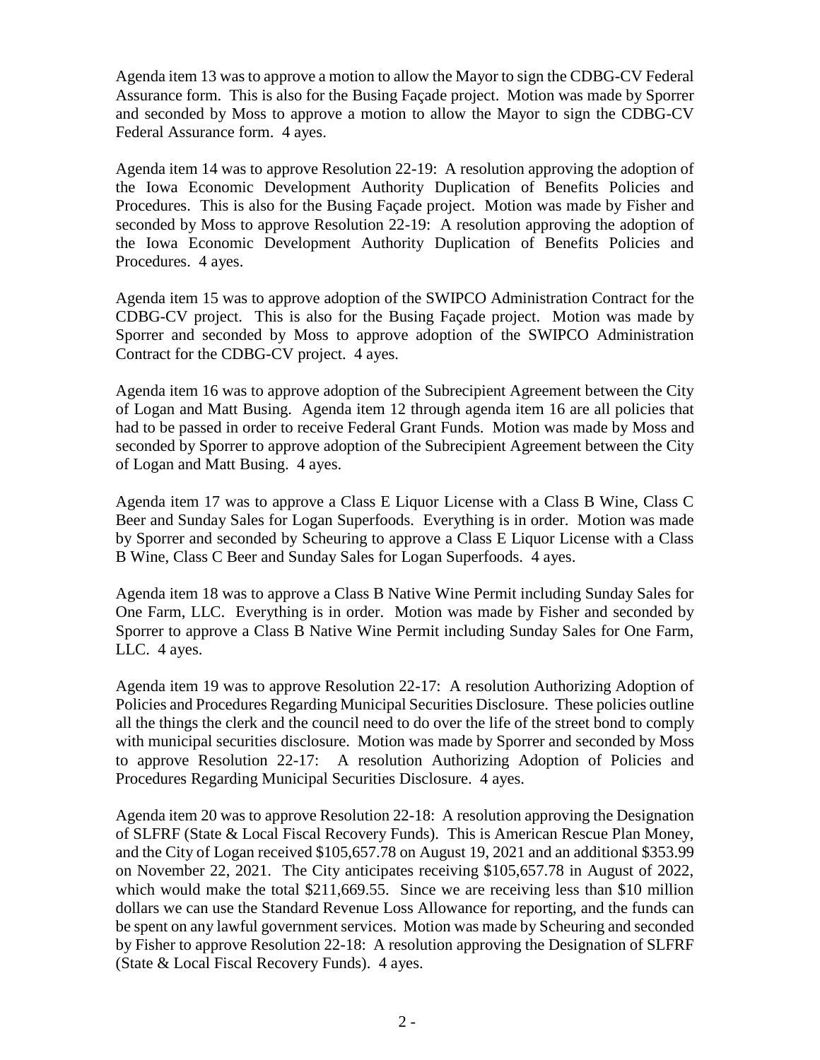Agenda item 13 was to approve a motion to allow the Mayor to sign the CDBG-CV Federal Assurance form. This is also for the Busing Façade project. Motion was made by Sporrer and seconded by Moss to approve a motion to allow the Mayor to sign the CDBG-CV Federal Assurance form. 4 ayes.

Agenda item 14 was to approve Resolution 22-19: A resolution approving the adoption of the Iowa Economic Development Authority Duplication of Benefits Policies and Procedures. This is also for the Busing Façade project. Motion was made by Fisher and seconded by Moss to approve Resolution 22-19: A resolution approving the adoption of the Iowa Economic Development Authority Duplication of Benefits Policies and Procedures. 4 ayes.

Agenda item 15 was to approve adoption of the SWIPCO Administration Contract for the CDBG-CV project. This is also for the Busing Façade project. Motion was made by Sporrer and seconded by Moss to approve adoption of the SWIPCO Administration Contract for the CDBG-CV project. 4 ayes.

Agenda item 16 was to approve adoption of the Subrecipient Agreement between the City of Logan and Matt Busing. Agenda item 12 through agenda item 16 are all policies that had to be passed in order to receive Federal Grant Funds. Motion was made by Moss and seconded by Sporrer to approve adoption of the Subrecipient Agreement between the City of Logan and Matt Busing. 4 ayes.

Agenda item 17 was to approve a Class E Liquor License with a Class B Wine, Class C Beer and Sunday Sales for Logan Superfoods. Everything is in order. Motion was made by Sporrer and seconded by Scheuring to approve a Class E Liquor License with a Class B Wine, Class C Beer and Sunday Sales for Logan Superfoods. 4 ayes.

Agenda item 18 was to approve a Class B Native Wine Permit including Sunday Sales for One Farm, LLC. Everything is in order. Motion was made by Fisher and seconded by Sporrer to approve a Class B Native Wine Permit including Sunday Sales for One Farm, LLC. 4 ayes.

Agenda item 19 was to approve Resolution 22-17: A resolution Authorizing Adoption of Policies and Procedures Regarding Municipal Securities Disclosure. These policies outline all the things the clerk and the council need to do over the life of the street bond to comply with municipal securities disclosure. Motion was made by Sporrer and seconded by Moss to approve Resolution 22-17: A resolution Authorizing Adoption of Policies and Procedures Regarding Municipal Securities Disclosure. 4 ayes.

Agenda item 20 was to approve Resolution 22-18: A resolution approving the Designation of SLFRF (State & Local Fiscal Recovery Funds). This is American Rescue Plan Money, and the City of Logan received $105,657.78 on August 19, 2021 and an additional $353.99 on November 22, 2021. The City anticipates receiving $105,657.78 in August of 2022, which would make the total $211,669.55. Since we are receiving less than $10 million dollars we can use the Standard Revenue Loss Allowance for reporting, and the funds can be spent on any lawful government services. Motion was made by Scheuring and seconded by Fisher to approve Resolution 22-18: A resolution approving the Designation of SLFRF (State & Local Fiscal Recovery Funds). 4 ayes.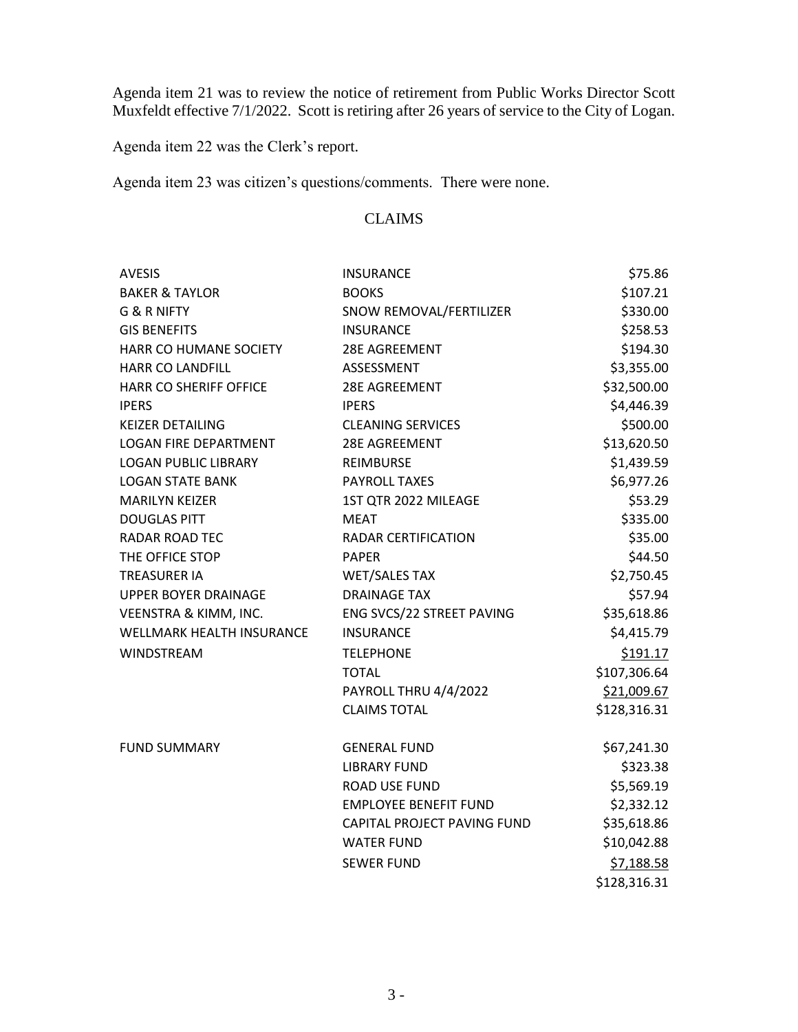Agenda item 21 was to review the notice of retirement from Public Works Director Scott Muxfeldt effective 7/1/2022. Scott is retiring after 26 years of service to the City of Logan.

Agenda item 22 was the Clerk's report.

Agenda item 23 was citizen's questions/comments. There were none.

## CLAIMS

| | | |
|---|---|---|
| AVESIS | INSURANCE | $75.86 |
| BAKER & TAYLOR | BOOKS | $107.21 |
| G & R NIFTY | SNOW REMOVAL/FERTILIZER | $330.00 |
| GIS BENEFITS | INSURANCE | $258.53 |
| HARR CO HUMANE SOCIETY | 28E AGREEMENT | $194.30 |
| HARR CO LANDFILL | ASSESSMENT | $3,355.00 |
| HARR CO SHERIFF OFFICE | 28E AGREEMENT | $32,500.00 |
| IPERS | IPERS | $4,446.39 |
| KEIZER DETAILING | CLEANING SERVICES | $500.00 |
| LOGAN FIRE DEPARTMENT | 28E AGREEMENT | $13,620.50 |
| LOGAN PUBLIC LIBRARY | REIMBURSE | $1,439.59 |
| LOGAN STATE BANK | PAYROLL TAXES | $6,977.26 |
| MARILYN KEIZER | 1ST QTR 2022 MILEAGE | $53.29 |
| DOUGLAS PITT | MEAT | $335.00 |
| RADAR ROAD TEC | RADAR CERTIFICATION | $35.00 |
| THE OFFICE STOP | PAPER | $44.50 |
| TREASURER IA | WET/SALES TAX | $2,750.45 |
| UPPER BOYER DRAINAGE | DRAINAGE TAX | $57.94 |
| VEENSTRA & KIMM, INC. | ENG SVCS/22 STREET PAVING | $35,618.86 |
| WELLMARK HEALTH INSURANCE | INSURANCE | $4,415.79 |
| WINDSTREAM | TELEPHONE | $191.17 |
| | TOTAL | $107,306.64 |
| | PAYROLL THRU 4/4/2022 | $21,009.67 |
| | CLAIMS TOTAL | $128,316.31 |
| | | |
| FUND SUMMARY | GENERAL FUND | $67,241.30 |
| | LIBRARY FUND | $323.38 |
| | ROAD USE FUND | $5,569.19 |
| | EMPLOYEE BENEFIT FUND | $2,332.12 |
| | CAPITAL PROJECT PAVING FUND | $35,618.86 |
| | WATER FUND | $10,042.88 |
| | SEWER FUND | $7,188.58 |
| | | $128,316.31 |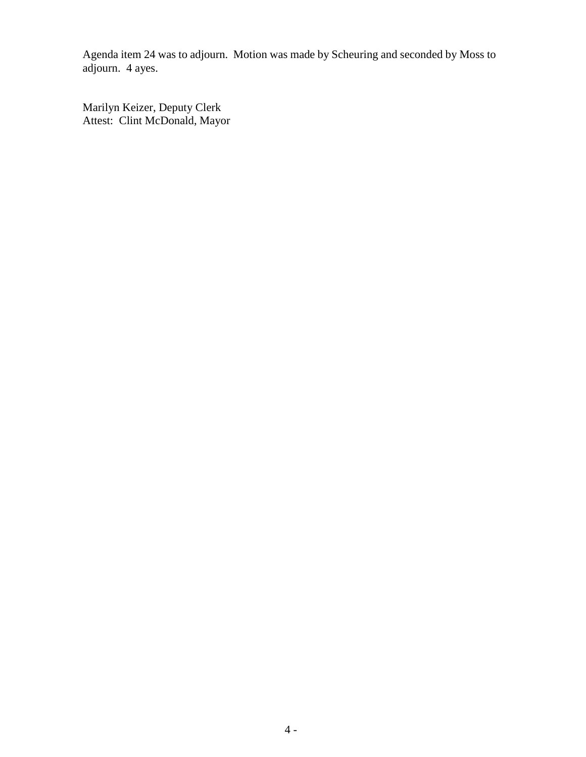Agenda item 24 was to adjourn. Motion was made by Scheuring and seconded by Moss to adjourn. 4 ayes.

Marilyn Keizer, Deputy Clerk
Attest: Clint McDonald, Mayor